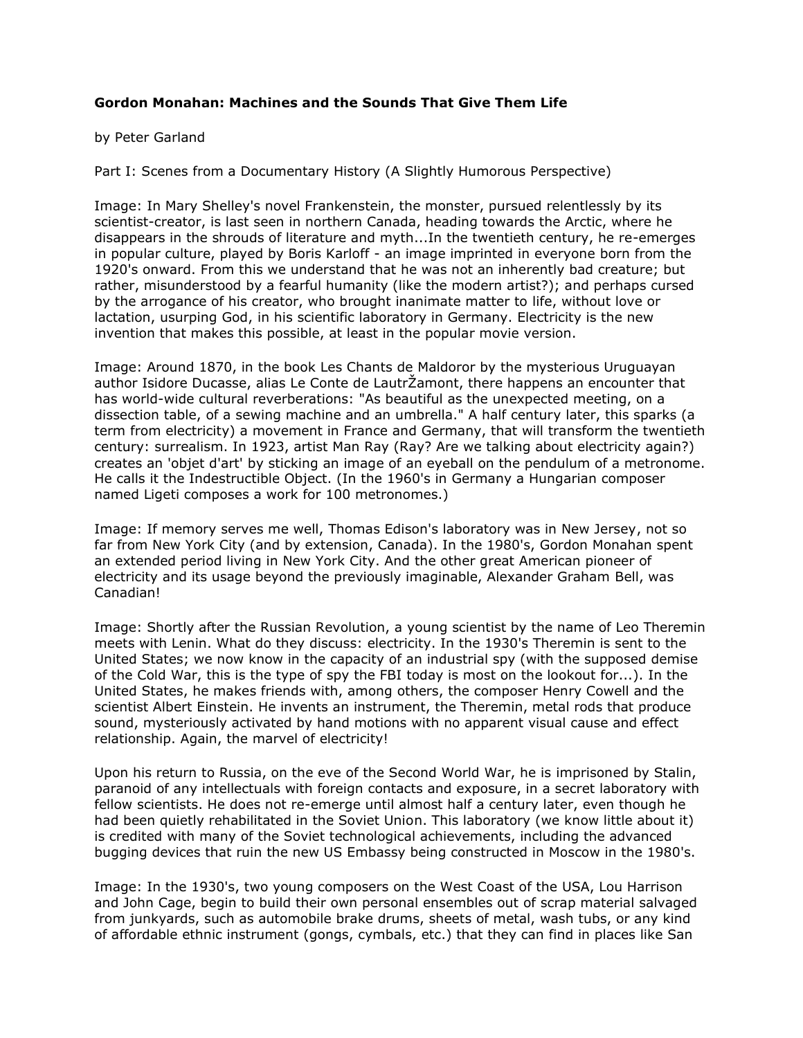**Gordon Monahan: Machines and the Sounds That Give Them Life**

by Peter Garland

Part I: Scenes from a Documentary History (A Slightly Humorous Perspective)

Image: In Mary Shelley's novel Frankenstein, the monster, pursued relentlessly by its scientist-creator, is last seen in northern Canada, heading towards the Arctic, where he disappears in the shrouds of literature and myth...In the twentieth century, he re-emerges in popular culture, played by Boris Karloff - an image imprinted in everyone born from the 1920's onward. From this we understand that he was not an inherently bad creature; but rather, misunderstood by a fearful humanity (like the modern artist?); and perhaps cursed by the arrogance of his creator, who brought inanimate matter to life, without love or lactation, usurping God, in his scientific laboratory in Germany. Electricity is the new invention that makes this possible, at least in the popular movie version.

Image: Around 1870, in the book Les Chants de Maldoror by the mysterious Uruguayan author Isidore Ducasse, alias Le Conte de LautrŽamont, there happens an encounter that has world-wide cultural reverberations: "As beautiful as the unexpected meeting, on a dissection table, of a sewing machine and an umbrella." A half century later, this sparks (a term from electricity) a movement in France and Germany, that will transform the twentieth century: surrealism. In 1923, artist Man Ray (Ray? Are we talking about electricity again?) creates an 'objet d'art' by sticking an image of an eyeball on the pendulum of a metronome. He calls it the Indestructible Object. (In the 1960's in Germany a Hungarian composer named Ligeti composes a work for 100 metronomes.)

Image: If memory serves me well, Thomas Edison's laboratory was in New Jersey, not so far from New York City (and by extension, Canada). In the 1980's, Gordon Monahan spent an extended period living in New York City. And the other great American pioneer of electricity and its usage beyond the previously imaginable, Alexander Graham Bell, was Canadian!

Image: Shortly after the Russian Revolution, a young scientist by the name of Leo Theremin meets with Lenin. What do they discuss: electricity. In the 1930's Theremin is sent to the United States; we now know in the capacity of an industrial spy (with the supposed demise of the Cold War, this is the type of spy the FBI today is most on the lookout for...). In the United States, he makes friends with, among others, the composer Henry Cowell and the scientist Albert Einstein. He invents an instrument, the Theremin, metal rods that produce sound, mysteriously activated by hand motions with no apparent visual cause and effect relationship. Again, the marvel of electricity!

Upon his return to Russia, on the eve of the Second World War, he is imprisoned by Stalin, paranoid of any intellectuals with foreign contacts and exposure, in a secret laboratory with fellow scientists. He does not re-emerge until almost half a century later, even though he had been quietly rehabilitated in the Soviet Union. This laboratory (we know little about it) is credited with many of the Soviet technological achievements, including the advanced bugging devices that ruin the new US Embassy being constructed in Moscow in the 1980's.

Image: In the 1930's, two young composers on the West Coast of the USA, Lou Harrison and John Cage, begin to build their own personal ensembles out of scrap material salvaged from junkyards, such as automobile brake drums, sheets of metal, wash tubs, or any kind of affordable ethnic instrument (gongs, cymbals, etc.) that they can find in places like San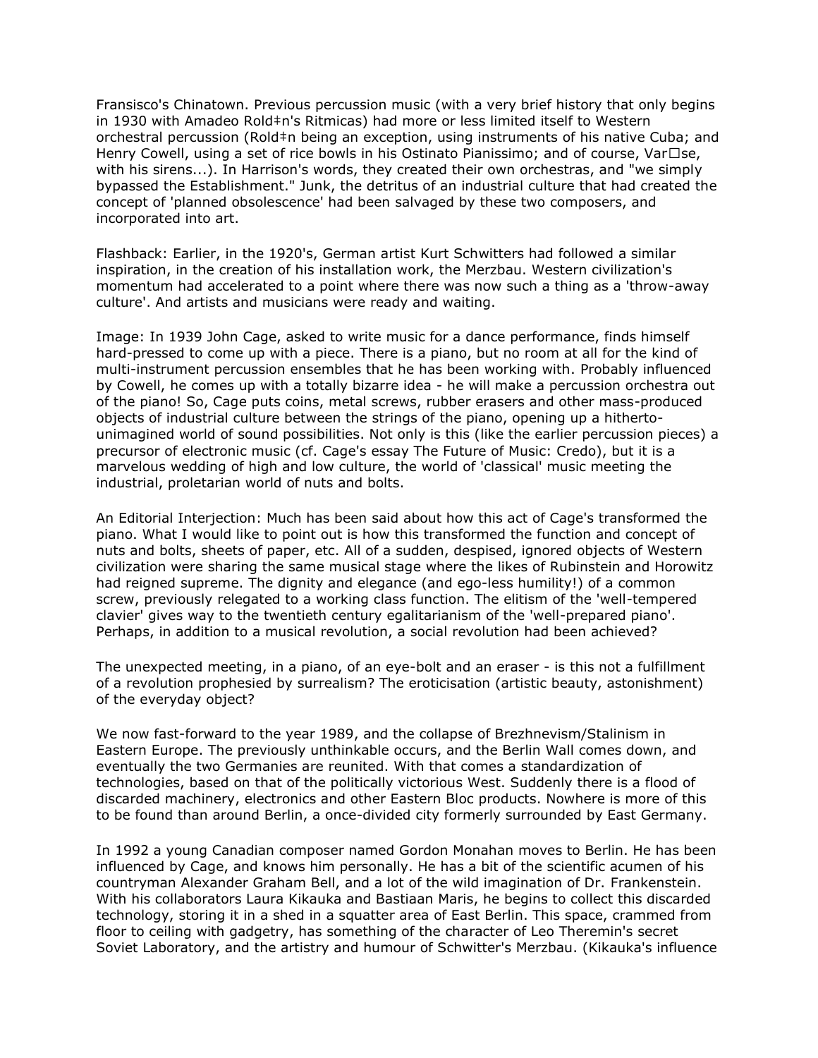Fransisco's Chinatown. Previous percussion music (with a very brief history that only begins in 1930 with Amadeo Rold‡n's Ritmicas) had more or less limited itself to Western orchestral percussion (Rold‡n being an exception, using instruments of his native Cuba; and Henry Cowell, using a set of rice bowls in his Ostinato Pianissimo; and of course, Var□se, with his sirens...). In Harrison's words, they created their own orchestras, and "we simply bypassed the Establishment." Junk, the detritus of an industrial culture that had created the concept of 'planned obsolescence' had been salvaged by these two composers, and incorporated into art.

Flashback: Earlier, in the 1920's, German artist Kurt Schwitters had followed a similar inspiration, in the creation of his installation work, the Merzbau. Western civilization's momentum had accelerated to a point where there was now such a thing as a 'throw-away culture'. And artists and musicians were ready and waiting.

Image: In 1939 John Cage, asked to write music for a dance performance, finds himself hard-pressed to come up with a piece. There is a piano, but no room at all for the kind of multi-instrument percussion ensembles that he has been working with. Probably influenced by Cowell, he comes up with a totally bizarre idea - he will make a percussion orchestra out of the piano! So, Cage puts coins, metal screws, rubber erasers and other mass-produced objects of industrial culture between the strings of the piano, opening up a hitherto-unimagined world of sound possibilities. Not only is this (like the earlier percussion pieces) a precursor of electronic music (cf. Cage's essay The Future of Music: Credo), but it is a marvelous wedding of high and low culture, the world of 'classical' music meeting the industrial, proletarian world of nuts and bolts.

An Editorial Interjection: Much has been said about how this act of Cage's transformed the piano. What I would like to point out is how this transformed the function and concept of nuts and bolts, sheets of paper, etc. All of a sudden, despised, ignored objects of Western civilization were sharing the same musical stage where the likes of Rubinstein and Horowitz had reigned supreme. The dignity and elegance (and ego-less humility!) of a common screw, previously relegated to a working class function. The elitism of the 'well-tempered clavier' gives way to the twentieth century egalitarianism of the 'well-prepared piano'. Perhaps, in addition to a musical revolution, a social revolution had been achieved?

The unexpected meeting, in a piano, of an eye-bolt and an eraser - is this not a fulfillment of a revolution prophesied by surrealism? The eroticisation (artistic beauty, astonishment) of the everyday object?

We now fast-forward to the year 1989, and the collapse of Brezhnevism/Stalinism in Eastern Europe. The previously unthinkable occurs, and the Berlin Wall comes down, and eventually the two Germanies are reunited. With that comes a standardization of technologies, based on that of the politically victorious West. Suddenly there is a flood of discarded machinery, electronics and other Eastern Bloc products. Nowhere is more of this to be found than around Berlin, a once-divided city formerly surrounded by East Germany.

In 1992 a young Canadian composer named Gordon Monahan moves to Berlin. He has been influenced by Cage, and knows him personally. He has a bit of the scientific acumen of his countryman Alexander Graham Bell, and a lot of the wild imagination of Dr. Frankenstein. With his collaborators Laura Kikauka and Bastiaan Maris, he begins to collect this discarded technology, storing it in a shed in a squatter area of East Berlin. This space, crammed from floor to ceiling with gadgetry, has something of the character of Leo Theremin's secret Soviet Laboratory, and the artistry and humour of Schwitter's Merzbau. (Kikauka's influence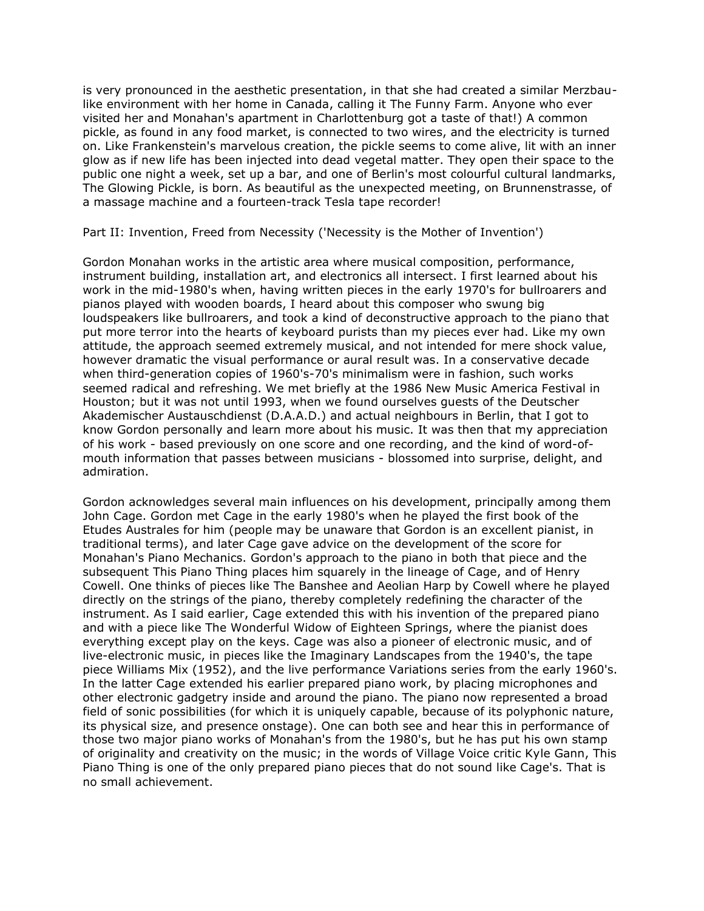is very pronounced in the aesthetic presentation, in that she had created a similar Merzbau-like environment with her home in Canada, calling it The Funny Farm. Anyone who ever visited her and Monahan's apartment in Charlottenburg got a taste of that!) A common pickle, as found in any food market, is connected to two wires, and the electricity is turned on. Like Frankenstein's marvelous creation, the pickle seems to come alive, lit with an inner glow as if new life has been injected into dead vegetal matter. They open their space to the public one night a week, set up a bar, and one of Berlin's most colourful cultural landmarks, The Glowing Pickle, is born. As beautiful as the unexpected meeting, on Brunnenstrasse, of a massage machine and a fourteen-track Tesla tape recorder!

## Part II: Invention, Freed from Necessity ('Necessity is the Mother of Invention')

Gordon Monahan works in the artistic area where musical composition, performance, instrument building, installation art, and electronics all intersect. I first learned about his work in the mid-1980's when, having written pieces in the early 1970's for bullroarers and pianos played with wooden boards, I heard about this composer who swung big loudspeakers like bullroarers, and took a kind of deconstructive approach to the piano that put more terror into the hearts of keyboard purists than my pieces ever had. Like my own attitude, the approach seemed extremely musical, and not intended for mere shock value, however dramatic the visual performance or aural result was. In a conservative decade when third-generation copies of 1960's-70's minimalism were in fashion, such works seemed radical and refreshing. We met briefly at the 1986 New Music America Festival in Houston; but it was not until 1993, when we found ourselves guests of the Deutscher Akademischer Austauschdienst (D.A.A.D.) and actual neighbours in Berlin, that I got to know Gordon personally and learn more about his music. It was then that my appreciation of his work - based previously on one score and one recording, and the kind of word-of-mouth information that passes between musicians - blossomed into surprise, delight, and admiration.

Gordon acknowledges several main influences on his development, principally among them John Cage. Gordon met Cage in the early 1980's when he played the first book of the Etudes Australes for him (people may be unaware that Gordon is an excellent pianist, in traditional terms), and later Cage gave advice on the development of the score for Monahan's Piano Mechanics. Gordon's approach to the piano in both that piece and the subsequent This Piano Thing places him squarely in the lineage of Cage, and of Henry Cowell. One thinks of pieces like The Banshee and Aeolian Harp by Cowell where he played directly on the strings of the piano, thereby completely redefining the character of the instrument. As I said earlier, Cage extended this with his invention of the prepared piano and with a piece like The Wonderful Widow of Eighteen Springs, where the pianist does everything except play on the keys. Cage was also a pioneer of electronic music, and of live-electronic music, in pieces like the Imaginary Landscapes from the 1940's, the tape piece Williams Mix (1952), and the live performance Variations series from the early 1960's. In the latter Cage extended his earlier prepared piano work, by placing microphones and other electronic gadgetry inside and around the piano. The piano now represented a broad field of sonic possibilities (for which it is uniquely capable, because of its polyphonic nature, its physical size, and presence onstage). One can both see and hear this in performance of those two major piano works of Monahan's from the 1980's, but he has put his own stamp of originality and creativity on the music; in the words of Village Voice critic Kyle Gann, This Piano Thing is one of the only prepared piano pieces that do not sound like Cage's. That is no small achievement.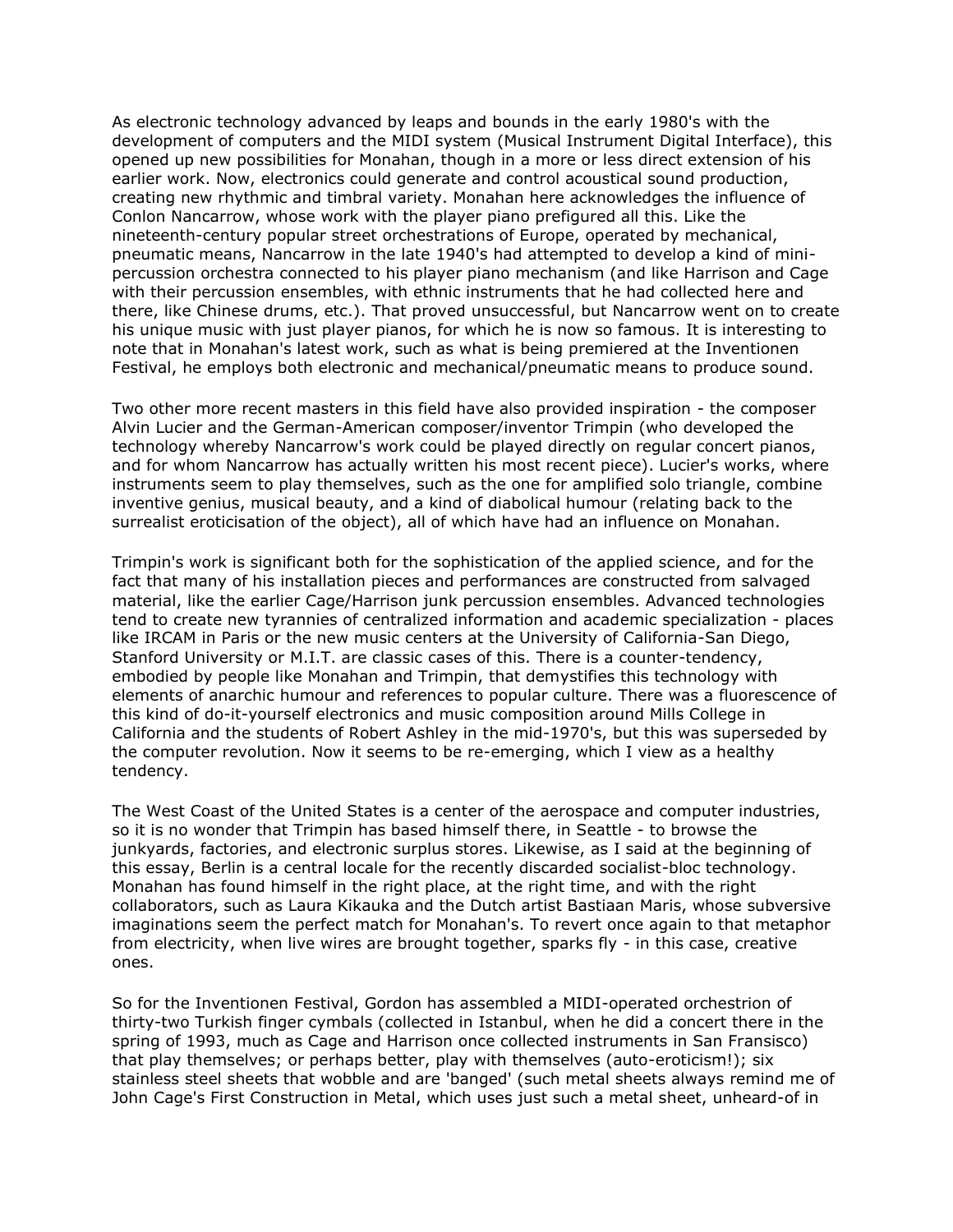As electronic technology advanced by leaps and bounds in the early 1980's with the development of computers and the MIDI system (Musical Instrument Digital Interface), this opened up new possibilities for Monahan, though in a more or less direct extension of his earlier work. Now, electronics could generate and control acoustical sound production, creating new rhythmic and timbral variety. Monahan here acknowledges the influence of Conlon Nancarrow, whose work with the player piano prefigured all this. Like the nineteenth-century popular street orchestrations of Europe, operated by mechanical, pneumatic means, Nancarrow in the late 1940's had attempted to develop a kind of mini-percussion orchestra connected to his player piano mechanism (and like Harrison and Cage with their percussion ensembles, with ethnic instruments that he had collected here and there, like Chinese drums, etc.). That proved unsuccessful, but Nancarrow went on to create his unique music with just player pianos, for which he is now so famous. It is interesting to note that in Monahan's latest work, such as what is being premiered at the Inventionen Festival, he employs both electronic and mechanical/pneumatic means to produce sound.

Two other more recent masters in this field have also provided inspiration - the composer Alvin Lucier and the German-American composer/inventor Trimpin (who developed the technology whereby Nancarrow's work could be played directly on regular concert pianos, and for whom Nancarrow has actually written his most recent piece). Lucier's works, where instruments seem to play themselves, such as the one for amplified solo triangle, combine inventive genius, musical beauty, and a kind of diabolical humour (relating back to the surrealist eroticisation of the object), all of which have had an influence on Monahan.

Trimpin's work is significant both for the sophistication of the applied science, and for the fact that many of his installation pieces and performances are constructed from salvaged material, like the earlier Cage/Harrison junk percussion ensembles. Advanced technologies tend to create new tyrannies of centralized information and academic specialization - places like IRCAM in Paris or the new music centers at the University of California-San Diego, Stanford University or M.I.T. are classic cases of this. There is a counter-tendency, embodied by people like Monahan and Trimpin, that demystifies this technology with elements of anarchic humour and references to popular culture. There was a fluorescence of this kind of do-it-yourself electronics and music composition around Mills College in California and the students of Robert Ashley in the mid-1970's, but this was superseded by the computer revolution. Now it seems to be re-emerging, which I view as a healthy tendency.

The West Coast of the United States is a center of the aerospace and computer industries, so it is no wonder that Trimpin has based himself there, in Seattle - to browse the junkyards, factories, and electronic surplus stores. Likewise, as I said at the beginning of this essay, Berlin is a central locale for the recently discarded socialist-bloc technology. Monahan has found himself in the right place, at the right time, and with the right collaborators, such as Laura Kikauka and the Dutch artist Bastiaan Maris, whose subversive imaginations seem the perfect match for Monahan's. To revert once again to that metaphor from electricity, when live wires are brought together, sparks fly - in this case, creative ones.

So for the Inventionen Festival, Gordon has assembled a MIDI-operated orchestrion of thirty-two Turkish finger cymbals (collected in Istanbul, when he did a concert there in the spring of 1993, much as Cage and Harrison once collected instruments in San Fransisco) that play themselves; or perhaps better, play with themselves (auto-eroticism!); six stainless steel sheets that wobble and are 'banged' (such metal sheets always remind me of John Cage's First Construction in Metal, which uses just such a metal sheet, unheard-of in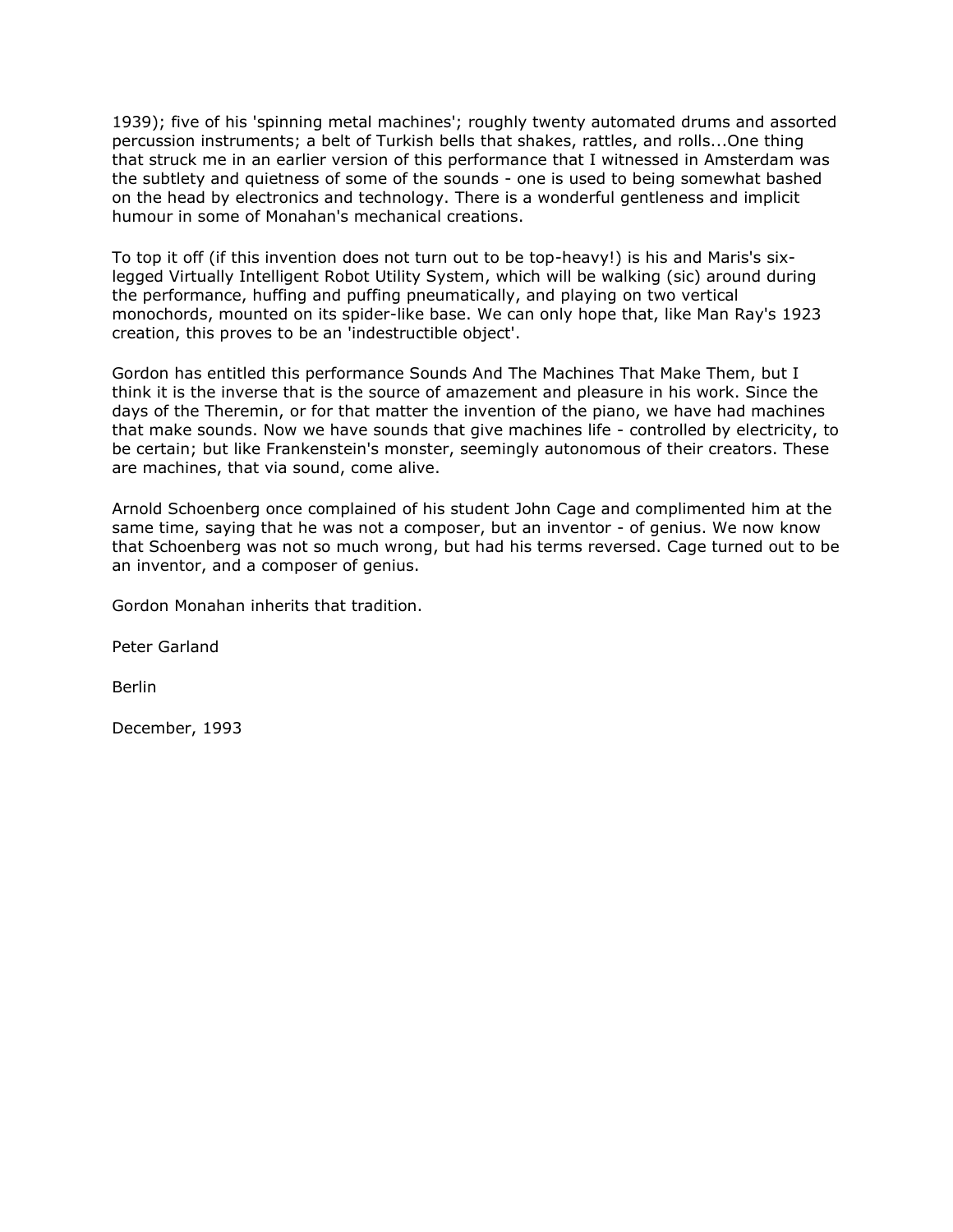1939); five of his 'spinning metal machines'; roughly twenty automated drums and assorted percussion instruments; a belt of Turkish bells that shakes, rattles, and rolls...One thing that struck me in an earlier version of this performance that I witnessed in Amsterdam was the subtlety and quietness of some of the sounds - one is used to being somewhat bashed on the head by electronics and technology. There is a wonderful gentleness and implicit humour in some of Monahan's mechanical creations.

To top it off (if this invention does not turn out to be top-heavy!) is his and Maris's six-legged Virtually Intelligent Robot Utility System, which will be walking (sic) around during the performance, huffing and puffing pneumatically, and playing on two vertical monochords, mounted on its spider-like base. We can only hope that, like Man Ray's 1923 creation, this proves to be an 'indestructible object'.

Gordon has entitled this performance Sounds And The Machines That Make Them, but I think it is the inverse that is the source of amazement and pleasure in his work. Since the days of the Theremin, or for that matter the invention of the piano, we have had machines that make sounds. Now we have sounds that give machines life - controlled by electricity, to be certain; but like Frankenstein's monster, seemingly autonomous of their creators. These are machines, that via sound, come alive.

Arnold Schoenberg once complained of his student John Cage and complimented him at the same time, saying that he was not a composer, but an inventor - of genius. We now know that Schoenberg was not so much wrong, but had his terms reversed. Cage turned out to be an inventor, and a composer of genius.

Gordon Monahan inherits that tradition.

Peter Garland

Berlin

December, 1993